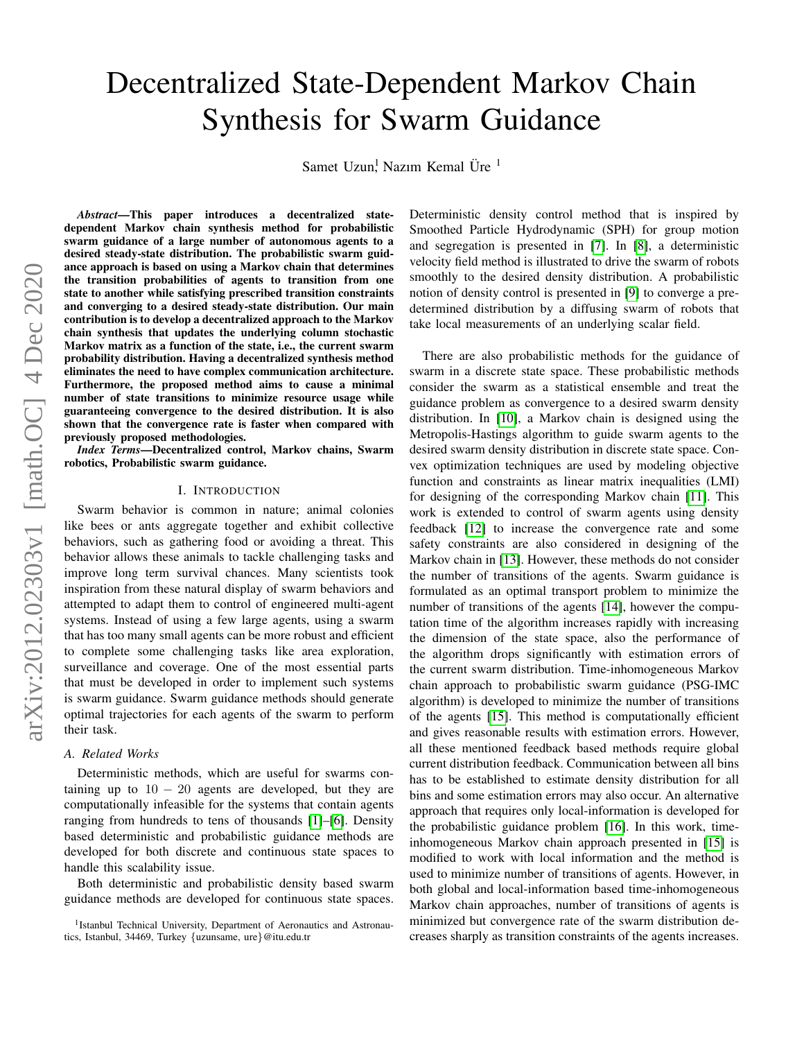# Decentralized State-Dependent Markov Chain Synthesis for Swarm Guidance

Samet Uzun[1], Nazım Kemal Üre [1]

***Abstract*—This paper introduces a decentralized state-dependent Markov chain synthesis method for probabilistic swarm guidance of a large number of autonomous agents to a desired steady-state distribution. The probabilistic swarm guidance approach is based on using a Markov chain that determines the transition probabilities of agents to transition from one state to another while satisfying prescribed transition constraints and converging to a desired steady-state distribution. Our main contribution is to develop a decentralized approach to the Markov chain synthesis that updates the underlying column stochastic Markov matrix as a function of the state, i.e., the current swarm probability distribution. Having a decentralized synthesis method eliminates the need to have complex communication architecture. Furthermore, the proposed method aims to cause a minimal number of state transitions to minimize resource usage while guaranteeing convergence to the desired distribution. It is also shown that the convergence rate is faster when compared with previously proposed methodologies.**

***Index Terms*—Decentralized control, Markov chains, Swarm robotics, Probabilistic swarm guidance.**

## I. Introduction

Swarm behavior is common in nature; animal colonies like bees or ants aggregate together and exhibit collective behaviors, such as gathering food or avoiding a threat. This behavior allows these animals to tackle challenging tasks and improve long term survival chances. Many scientists took inspiration from these natural display of swarm behaviors and attempted to adapt them to control of engineered multi-agent systems. Instead of using a few large agents, using a swarm that has too many small agents can be more robust and efficient to complete some challenging tasks like area exploration, surveillance and coverage. One of the most essential parts that must be developed in order to implement such systems is swarm guidance. Swarm guidance methods should generate optimal trajectories for each agents of the swarm to perform their task.

### A. Related Works

Deterministic methods, which are useful for swarms containing up to $10-20$ agents are developed, but they are computationally infeasible for the systems that contain agents ranging from hundreds to tens of thousands [1]–[6]. Density based deterministic and probabilistic guidance methods are developed for both discrete and continuous state spaces to handle this scalability issue.

Both deterministic and probabilistic density based swarm guidance methods are developed for continuous state spaces. Deterministic density control method that is inspired by Smoothed Particle Hydrodynamic (SPH) for group motion and segregation is presented in [7]. In [8], a deterministic velocity field method is illustrated to drive the swarm of robots smoothly to the desired density distribution. A probabilistic notion of density control is presented in [9] to converge a predetermined distribution by a diffusing swarm of robots that take local measurements of an underlying scalar field.

There are also probabilistic methods for the guidance of swarm in a discrete state space. These probabilistic methods consider the swarm as a statistical ensemble and treat the guidance problem as convergence to a desired swarm density distribution. In [10], a Markov chain is designed using the Metropolis-Hastings algorithm to guide swarm agents to the desired swarm density distribution in discrete state space. Convex optimization techniques are used by modeling objective function and constraints as linear matrix inequalities (LMI) for designing of the corresponding Markov chain [11]. This work is extended to control of swarm agents using density feedback [12] to increase the convergence rate and some safety constraints are also considered in designing of the Markov chain in [13]. However, these methods do not consider the number of transitions of the agents. Swarm guidance is formulated as an optimal transport problem to minimize the number of transitions of the agents [14], however the computation time of the algorithm increases rapidly with increasing the dimension of the state space, also the performance of the algorithm drops significantly with estimation errors of the current swarm distribution. Time-inhomogeneous Markov chain approach to probabilistic swarm guidance (PSG-IMC algorithm) is developed to minimize the number of transitions of the agents [15]. This method is computationally efficient and gives reasonable results with estimation errors. However, all these mentioned feedback based methods require global current distribution feedback. Communication between all bins has to be established to estimate density distribution for all bins and some estimation errors may also occur. An alternative approach that requires only local-information is developed for the probabilistic guidance problem [16]. In this work, time-inhomogeneous Markov chain approach presented in [15] is modified to work with local information and the method is used to minimize number of transitions of agents. However, in both global and local-information based time-inhomogeneous Markov chain approaches, number of transitions of agents is minimized but convergence rate of the swarm distribution decreases sharply as transition constraints of the agents increases.

[1]Istanbul Technical University, Department of Aeronautics and Astronautics, Istanbul, 34469, Turkey {uzunsame, ure}@itu.edu.tr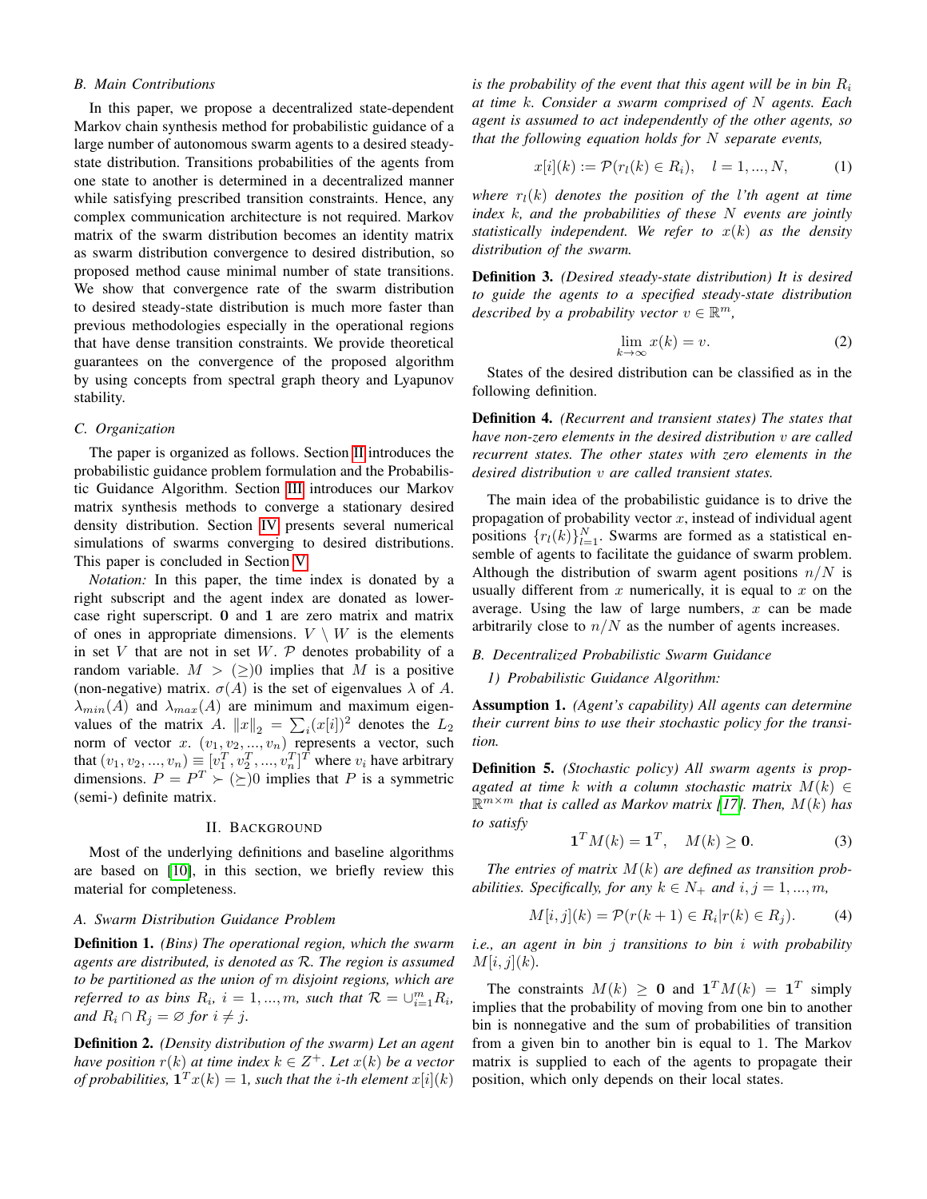### B. Main Contributions

In this paper, we propose a decentralized state-dependent Markov chain synthesis method for probabilistic guidance of a large number of autonomous swarm agents to a desired steady-state distribution. Transitions probabilities of the agents from one state to another is determined in a decentralized manner while satisfying prescribed transition constraints. Hence, any complex communication architecture is not required. Markov matrix of the swarm distribution becomes an identity matrix as swarm distribution convergence to desired distribution, so proposed method cause minimal number of state transitions. We show that convergence rate of the swarm distribution to desired steady-state distribution is much more faster than previous methodologies especially in the operational regions that have dense transition constraints. We provide theoretical guarantees on the convergence of the proposed algorithm by using concepts from spectral graph theory and Lyapunov stability.

### C. Organization

The paper is organized as follows. Section II introduces the probabilistic guidance problem formulation and the Probabilistic Guidance Algorithm. Section III introduces our Markov matrix synthesis methods to converge a stationary desired density distribution. Section IV presents several numerical simulations of swarms converging to desired distributions. This paper is concluded in Section V.

*Notation:* In this paper, the time index is donated by a right subscript and the agent index are donated as lower-case right superscript. $\mathbf{0}$ and $\mathbf{1}$ are zero matrix and matrix of ones in appropriate dimensions. $V \setminus W$ is the elements in set $V$ that are not in set $W$. $\mathcal{P}$ denotes probability of a random variable. $M > (\geq) 0$ implies that $M$ is a positive (non-negative) matrix. $\sigma(A)$ is the set of eigenvalues $\lambda$ of $A$. $\lambda_{min}(A)$ and $\lambda_{max}(A)$ are minimum and maximum eigenvalues of the matrix $A$. $\|x\|_2 = \sum_i (x[i])^2$ denotes the $L_2$ norm of vector $x$. $(v_1, v_2, ..., v_n)$ represents a vector, such that $(v_1, v_2, ..., v_n) \equiv [v_1^T, v_2^T, ..., v_n^T]^T$ where $v_i$ have arbitrary dimensions. $P = P^T \succ (\succeq) 0$ implies that $P$ is a symmetric (semi-) definite matrix.

## II. Background

Most of the underlying definitions and baseline algorithms are based on [10], in this section, we briefly review this material for completeness.

### A. Swarm Distribution Guidance Problem

**Definition 1.** *(Bins) The operational region, which the swarm agents are distributed, is denoted as $\mathcal{R}$. The region is assumed to be partitioned as the union of $m$ disjoint regions, which are referred to as bins $R_i$, $i = 1, ..., m$, such that $\mathcal{R} = \cup_{i=1}^m R_i$, and $R_i \cap R_j = \varnothing$ for $i \neq j$.*

**Definition 2.** *(Density distribution of the swarm) Let an agent have position $r(k)$ at time index $k \in Z^+$. Let $x(k)$ be a vector of probabilities, $\mathbf{1}^T x(k) = 1$, such that the $i$-th element $x[i](k)$ is the probability of the event that this agent will be in bin $R_i$ at time $k$. Consider a swarm comprised of $N$ agents. Each agent is assumed to act independently of the other agents, so that the following equation holds for $N$ separate events,*

$$x[i](k) := \mathcal{P}(r_l(k) \in R_i), \quad l = 1, ..., N, \tag{1}$$

*where $r_l(k)$ denotes the position of the $l$'th agent at time index $k$, and the probabilities of these $N$ events are jointly statistically independent. We refer to $x(k)$ as the density distribution of the swarm.*

**Definition 3.** *(Desired steady-state distribution) It is desired to guide the agents to a specified steady-state distribution described by a probability vector $v \in \mathbb{R}^m$,*

$$\lim_{k \to \infty} x(k) = v. \tag{2}$$

States of the desired distribution can be classified as in the following definition.

**Definition 4.** *(Recurrent and transient states) The states that have non-zero elements in the desired distribution $v$ are called recurrent states. The other states with zero elements in the desired distribution $v$ are called transient states.*

The main idea of the probabilistic guidance is to drive the propagation of probability vector $x$, instead of individual agent positions $\{r_l(k)\}_{l=1}^N$. Swarms are formed as a statistical ensemble of agents to facilitate the guidance of swarm problem. Although the distribution of swarm agent positions $n/N$ is usually different from $x$ numerically, it is equal to $x$ on the average. Using the law of large numbers, $x$ can be made arbitrarily close to $n/N$ as the number of agents increases.

### B. Decentralized Probabilistic Swarm Guidance

#### 1) Probabilistic Guidance Algorithm:

**Assumption 1.** *(Agent's capability) All agents can determine their current bins to use their stochastic policy for the transition.*

**Definition 5.** *(Stochastic policy) All swarm agents is propagated at time $k$ with a column stochastic matrix $M(k) \in \mathbb{R}^{m \times m}$ that is called as Markov matrix [17]. Then, $M(k)$ has to satisfy*

$$\mathbf{1}^T M(k) = \mathbf{1}^T, \quad M(k) \geq \mathbf{0}. \tag{3}$$

*The entries of matrix $M(k)$ are defined as transition probabilities. Specifically, for any $k \in N_+$ and $i, j = 1, ..., m$,*

$$M[i, j](k) = \mathcal{P}(r(k+1) \in R_i | r(k) \in R_j). \tag{4}$$

*i.e., an agent in bin $j$ transitions to bin $i$ with probability $M[i, j](k)$.*

The constraints $M(k) \geq \mathbf{0}$ and $\mathbf{1}^T M(k) = \mathbf{1}^T$ simply implies that the probability of moving from one bin to another bin is nonnegative and the sum of probabilities of transition from a given bin to another bin is equal to 1. The Markov matrix is supplied to each of the agents to propagate their position, which only depends on their local states.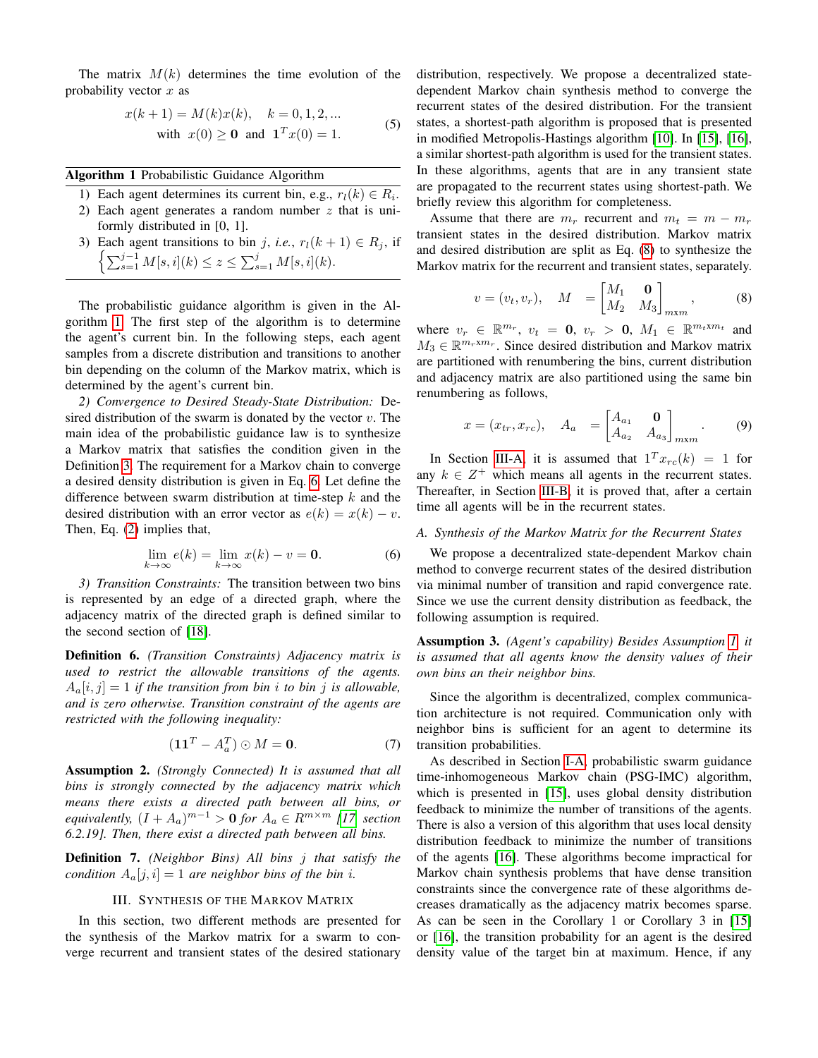The matrix $M(k)$ determines the time evolution of the probability vector $x$ as

$$x(k+1) = M(k)x(k), \quad k = 0, 1, 2, ... \quad \text{with } x(0) \geq \mathbf{0} \text{ and } \mathbf{1}^T x(0) = 1. \tag{5}$$

**Algorithm 1** Probabilistic Guidance Algorithm

1) Each agent determines its current bin, e.g., $r_l(k) \in R_i$.
2) Each agent generates a random number $z$ that is uniformly distributed in [0, 1].
3) Each agent transitions to bin $j$, *i.e.*, $r_l(k+1) \in R_j$, if $\left\{ \sum_{s=1}^{j-1} M[s,i](k) \leq z \leq \sum_{s=1}^{j} M[s,i](k) \right.$.

The probabilistic guidance algorithm is given in the Algorithm 1. The first step of the algorithm is to determine the agent's current bin. In the following steps, each agent samples from a discrete distribution and transitions to another bin depending on the column of the Markov matrix, which is determined by the agent's current bin.

*2) Convergence to Desired Steady-State Distribution:* Desired distribution of the swarm is donated by the vector $v$. The main idea of the probabilistic guidance law is to synthesize a Markov matrix that satisfies the condition given in the Definition 3. The requirement for a Markov chain to converge a desired density distribution is given in Eq. 6. Let define the difference between swarm distribution at time-step $k$ and the desired distribution with an error vector as $e(k) = x(k) - v$. Then, Eq. (2) implies that,

$$\lim_{k \to \infty} e(k) = \lim_{k \to \infty} x(k) - v = \mathbf{0}. \tag{6}$$

*3) Transition Constraints:* The transition between two bins is represented by an edge of a directed graph, where the adjacency matrix of the directed graph is defined similar to the second section of [18].

**Definition 6.** *(Transition Constraints) Adjacency matrix is used to restrict the allowable transitions of the agents. $A_a[i,j] = 1$ if the transition from bin $i$ to bin $j$ is allowable, and is zero otherwise. Transition constraint of the agents are restricted with the following inequality:*

$$(\mathbf{1}\mathbf{1}^T - A_a^T) \odot M = \mathbf{0}. \tag{7}$$

**Assumption 2.** *(Strongly Connected) It is assumed that all bins is strongly connected by the adjacency matrix which means there exists a directed path between all bins, or equivalently, $(I + A_a)^{m-1} > \mathbf{0}$ for $A_a \in R^{m \times m}$ [17, section 6.2.19]. Then, there exist a directed path between all bins.*

**Definition 7.** *(Neighbor Bins) All bins $j$ that satisfy the condition $A_a[j,i] = 1$ are neighbor bins of the bin $i$.*

## III. Synthesis of the Markov Matrix

In this section, two different methods are presented for the synthesis of the Markov matrix for a swarm to converge recurrent and transient states of the desired stationary distribution, respectively. We propose a decentralized state-dependent Markov chain synthesis method to converge the recurrent states of the desired distribution. For the transient states, a shortest-path algorithm is proposed that is presented in modified Metropolis-Hastings algorithm [10]. In [15], [16], a similar shortest-path algorithm is used for the transient states. In these algorithms, agents that are in any transient state are propagated to the recurrent states using shortest-path. We briefly review this algorithm for completeness.

Assume that there are $m_r$ recurrent and $m_t = m - m_r$ transient states in the desired distribution. Markov matrix and desired distribution are split as Eq. (8) to synthesize the Markov matrix for the recurrent and transient states, separately.

$$v = (v_t, v_r), \quad M = \begin{bmatrix} M_1 & \mathbf{0} \\ M_2 & M_3 \end{bmatrix}_{m\text{x}m}, \tag{8}$$

where $v_r \in \mathbb{R}^{m_r}$, $v_t = \mathbf{0}$, $v_r > \mathbf{0}$, $M_1 \in \mathbb{R}^{m_t\text{x}m_t}$ and $M_3 \in \mathbb{R}^{m_r\text{x}m_r}$. Since desired distribution and Markov matrix are partitioned with renumbering the bins, current distribution and adjacency matrix are also partitioned using the same bin renumbering as follows,

$$x = (x_{tr}, x_{rc}), \quad A_a = \begin{bmatrix} A_{a_1} & \mathbf{0} \\ A_{a_2} & A_{a_3} \end{bmatrix}_{m\text{x}m}. \tag{9}$$

In Section III-A, it is assumed that $1^T x_{rc}(k) = 1$ for any $k \in Z^+$ which means all agents in the recurrent states. Thereafter, in Section III-B, it is proved that, after a certain time all agents will be in the recurrent states.

### A. Synthesis of the Markov Matrix for the Recurrent States

We propose a decentralized state-dependent Markov chain method to converge recurrent states of the desired distribution via minimal number of transition and rapid convergence rate. Since we use the current density distribution as feedback, the following assumption is required.

**Assumption 3.** *(Agent's capability) Besides Assumption 1, it is assumed that all agents know the density values of their own bins an their neighbor bins.*

Since the algorithm is decentralized, complex communication architecture is not required. Communication only with neighbor bins is sufficient for an agent to determine its transition probabilities.

As described in Section I-A, probabilistic swarm guidance time-inhomogeneous Markov chain (PSG-IMC) algorithm, which is presented in [15], uses global density distribution feedback to minimize the number of transitions of the agents. There is also a version of this algorithm that uses local density distribution feedback to minimize the number of transitions of the agents [16]. These algorithms become impractical for Markov chain synthesis problems that have dense transition constraints since the convergence rate of these algorithms decreases dramatically as the adjacency matrix becomes sparse. As can be seen in the Corollary 1 or Corollary 3 in [15] or [16], the transition probability for an agent is the desired density value of the target bin at maximum. Hence, if any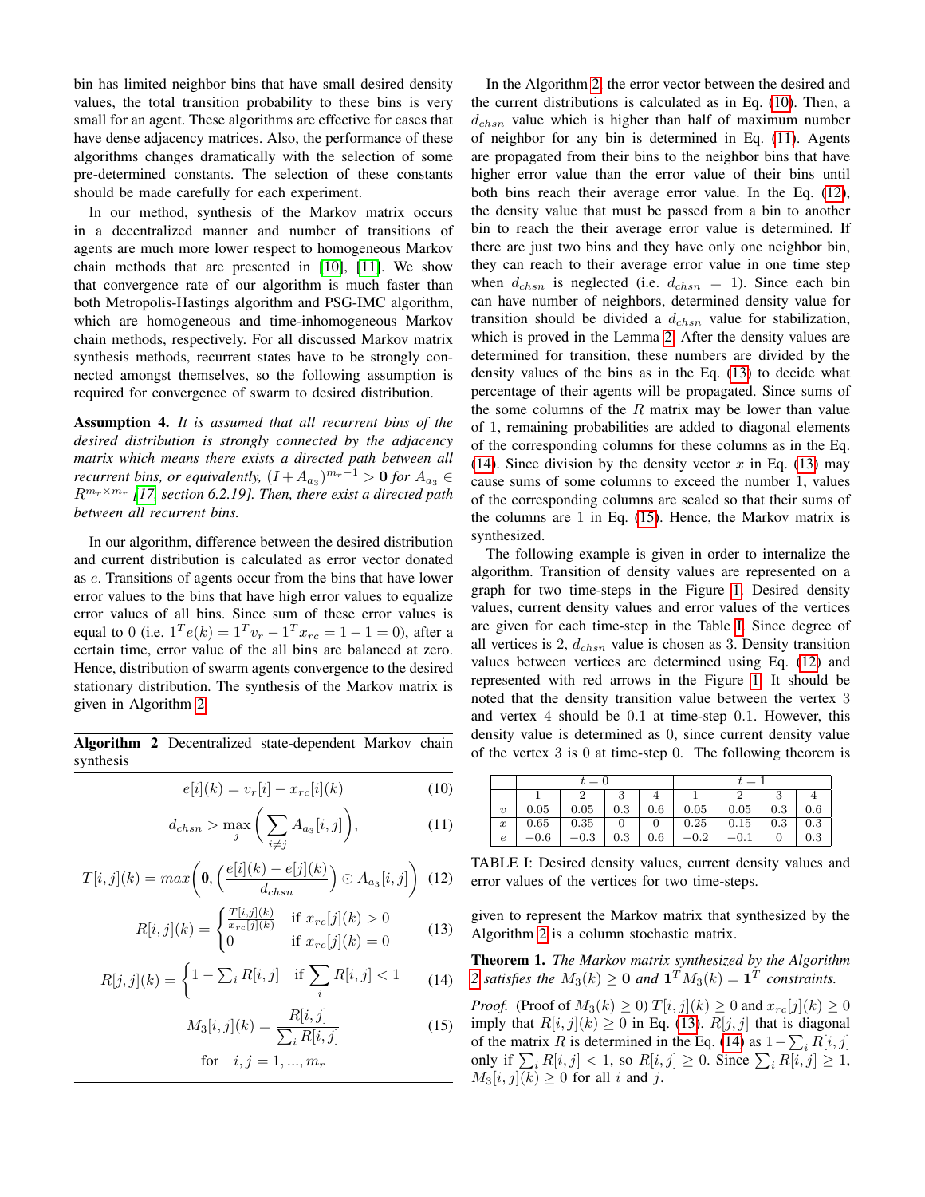bin has limited neighbor bins that have small desired density values, the total transition probability to these bins is very small for an agent. These algorithms are effective for cases that have dense adjacency matrices. Also, the performance of these algorithms changes dramatically with the selection of some pre-determined constants. The selection of these constants should be made carefully for each experiment.

In our method, synthesis of the Markov matrix occurs in a decentralized manner and number of transitions of agents are much more lower respect to homogeneous Markov chain methods that are presented in [10], [11]. We show that convergence rate of our algorithm is much faster than both Metropolis-Hastings algorithm and PSG-IMC algorithm, which are homogeneous and time-inhomogeneous Markov chain methods, respectively. For all discussed Markov matrix synthesis methods, recurrent states have to be strongly connected amongst themselves, so the following assumption is required for convergence of swarm to desired distribution.

**Assumption 4.** *It is assumed that all recurrent bins of the desired distribution is strongly connected by the adjacency matrix which means there exists a directed path between all recurrent bins, or equivalently, $(I + A_{a_3})^{m_r-1} > \mathbf{0}$ for $A_{a_3} \in R^{m_r \times m_r}$ [17, section 6.2.19]. Then, there exist a directed path between all recurrent bins.*

In our algorithm, difference between the desired distribution and current distribution is calculated as error vector donated as $e$. Transitions of agents occur from the bins that have lower error values to the bins that have high error values to equalize error values of all bins. Since sum of these error values is equal to 0 (i.e. $1^T e(k) = 1^T v_r - 1^T x_{rc} = 1 - 1 = 0$), after a certain time, error value of the all bins are balanced at zero. Hence, distribution of swarm agents convergence to the desired stationary distribution. The synthesis of the Markov matrix is given in Algorithm 2.

**Algorithm 2** Decentralized state-dependent Markov chain synthesis

$$e[i](k) = v_r[i] - x_{rc}[i](k) \tag{10}$$

$$d_{chsn} > \max_j \left( \sum_{i \neq j} A_{a_3}[i,j] \right), \tag{11}$$

$$T[i,j](k) = max\left(\mathbf{0}, \left(\frac{e[i](k) - e[j](k)}{d_{chsn}}\right) \odot A_{a_3}[i,j]\right) \tag{12}$$

$$R[i,j](k) = \begin{cases} \frac{T[i,j](k)}{x_{rc}[j](k)} & \text{if } x_{rc}[j](k) > 0 \\ 0 & \text{if } x_{rc}[j](k) = 0 \end{cases} \tag{13}$$

$$R[j,j](k) = \begin{cases} 1 - \sum_i R[i,j] & \text{if } \sum_i R[i,j] < 1 \end{cases} \tag{14}$$

$$M_3[i,j](k) = \frac{R[i,j]}{\sum_i R[i,j]} \tag{15}$$

$$\text{for} \quad i,j = 1, ..., m_r$$

In the Algorithm 2, the error vector between the desired and the current distributions is calculated as in Eq. (10). Then, a $d_{chsn}$ value which is higher than half of maximum number of neighbor for any bin is determined in Eq. (11). Agents are propagated from their bins to the neighbor bins that have higher error value than the error value of their bins until both bins reach their average error value. In the Eq. (12), the density value that must be passed from a bin to another bin to reach the their average error value is determined. If there are just two bins and they have only one neighbor bin, they can reach to their average error value in one time step when $d_{chsn}$ is neglected (i.e. $d_{chsn} = 1$). Since each bin can have number of neighbors, determined density value for transition should be divided a $d_{chsn}$ value for stabilization, which is proved in the Lemma 2. After the density values are determined for transition, these numbers are divided by the density values of the bins as in the Eq. (13) to decide what percentage of their agents will be propagated. Since sums of the some columns of the $R$ matrix may be lower than value of 1, remaining probabilities are added to diagonal elements of the corresponding columns for these columns as in the Eq. (14). Since division by the density vector $x$ in Eq. (13) may cause sums of some columns to exceed the number 1, values of the corresponding columns are scaled so that their sums of the columns are 1 in Eq. (15). Hence, the Markov matrix is synthesized.

The following example is given in order to internalize the algorithm. Transition of density values are represented on a graph for two time-steps in the Figure 1. Desired density values, current density values and error values of the vertices are given for each time-step in the Table I. Since degree of all vertices is 2, $d_{chsn}$ value is chosen as 3. Density transition values between vertices are determined using Eq. (12) and represented with red arrows in the Figure 1. It should be noted that the density transition value between the vertex 3 and vertex 4 should be 0.1 at time-step 0.1. However, this density value is determined as 0, since current density value of the vertex 3 is 0 at time-step 0. The following theorem is given to represent the Markov matrix that synthesized by the Algorithm 2 is a column stochastic matrix.

| | $t=0$ | | | | $t=1$ | | | |
|---|---|---|---|---|---|---|---|---|
| | 1 | 2 | 3 | 4 | 1 | 2 | 3 | 4 |
| $v$ | 0.05 | 0.05 | 0.3 | 0.6 | 0.05 | 0.05 | 0.3 | 0.6 |
| $x$ | 0.65 | 0.35 | 0 | 0 | 0.25 | 0.15 | 0.3 | 0.3 |
| $e$ | −0.6 | −0.3 | 0.3 | 0.6 | −0.2 | −0.1 | 0 | 0.3 |

TABLE I: Desired density values, current density values and error values of the vertices for two time-steps.

**Theorem 1.** *The Markov matrix synthesized by the Algorithm 2 satisfies the $M_3(k) \geq \mathbf{0}$ and $\mathbf{1}^T M_3(k) = \mathbf{1}^T$ constraints.*

*Proof.* (Proof of $M_3(k) \geq 0$) $T[i,j](k) \geq 0$ and $x_{rc}[j](k) \geq 0$ imply that $R[i,j](k) \geq 0$ in Eq. (13). $R[j,j]$ that is diagonal of the matrix $R$ is determined in the Eq. (14) as $1 - \sum_i R[i,j]$ only if $\sum_i R[i,j] < 1$, so $R[i,j] \geq 0$. Since $\sum_i R[i,j] \geq 1$, $M_3[i,j](k) \geq 0$ for all $i$ and $j$.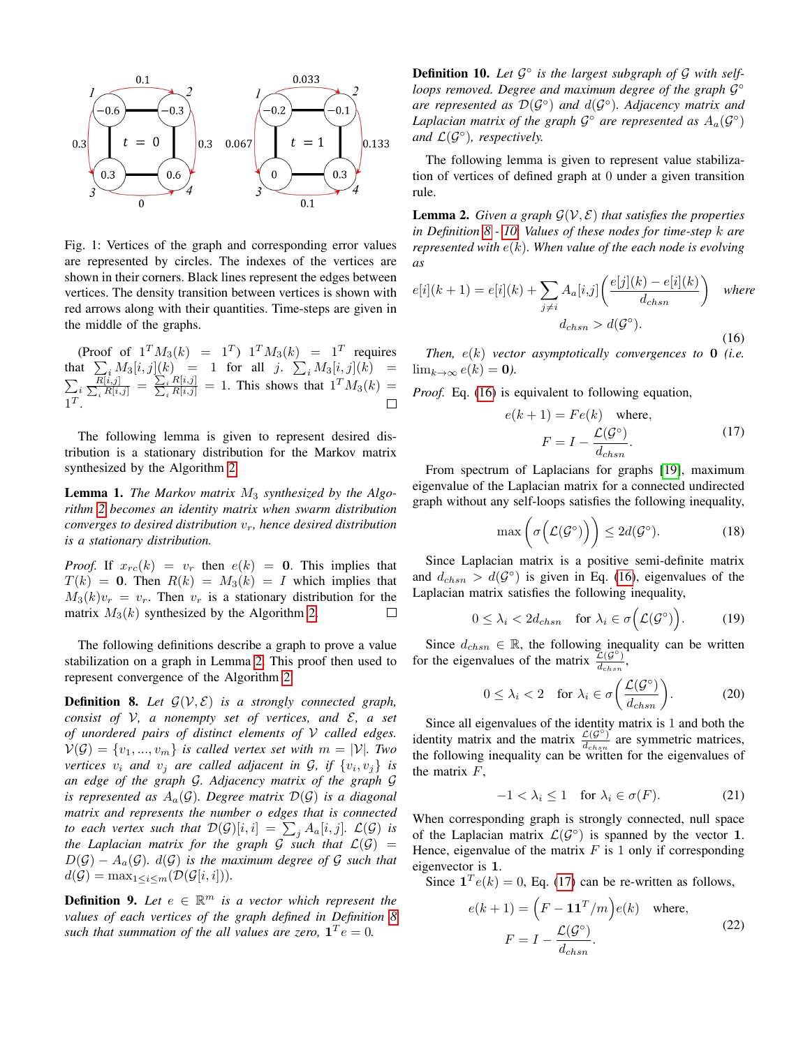Fig. 1: Vertices of the graph and corresponding error values are represented by circles. The indexes of the vertices are shown in their corners. Black lines represent the edges between vertices. The density transition between vertices is shown with red arrows along with their quantities. Time-steps are given in the middle of the graphs.

(Proof of $1^T M_3(k) = 1^T$) $1^T M_3(k) = 1^T$ requires that $\sum_i M_3[i,j](k) = 1$ for all $j$. $\sum_i M_3[i,j](k) = \sum_i \frac{R[i,j]}{\sum_i R[i,j]} = \frac{\sum_i R[i,j]}{\sum_i R[i,j]} = 1$. This shows that $1^T M_3(k) = 1^T$. □

The following lemma is given to represent desired distribution is a stationary distribution for the Markov matrix synthesized by the Algorithm 2.

**Lemma 1.** *The Markov matrix $M_3$ synthesized by the Algorithm 2 becomes an identity matrix when swarm distribution converges to desired distribution $v_r$, hence desired distribution is a stationary distribution.*

*Proof.* If $x_{rc}(k) = v_r$ then $e(k) = \mathbf{0}$. This implies that $T(k) = \mathbf{0}$. Then $R(k) = M_3(k) = I$ which implies that $M_3(k)v_r = v_r$. Then $v_r$ is a stationary distribution for the matrix $M_3(k)$ synthesized by the Algorithm 2. □

The following definitions describe a graph to prove a value stabilization on a graph in Lemma 2. This proof then used to represent convergence of the Algorithm 2.

**Definition 8.** *Let $\mathcal{G}(\mathcal{V}, \mathcal{E})$ is a strongly connected graph, consist of $\mathcal{V}$, a nonempty set of vertices, and $\mathcal{E}$, a set of unordered pairs of distinct elements of $\mathcal{V}$ called edges. $\mathcal{V}(\mathcal{G}) = \{v_1, ..., v_m\}$ is called vertex set with $m = |\mathcal{V}|$. Two vertices $v_i$ and $v_j$ are called adjacent in $\mathcal{G}$, if $\{v_i, v_j\}$ is an edge of the graph $\mathcal{G}$. Adjacency matrix of the graph $\mathcal{G}$ is represented as $A_a(\mathcal{G})$. Degree matrix $\mathcal{D}(\mathcal{G})$ is a diagonal matrix and represents the number o edges that is connected to each vertex such that $\mathcal{D}(\mathcal{G})[i,i] = \sum_j A_a[i,j]$. $\mathcal{L}(\mathcal{G})$ is the Laplacian matrix for the graph $\mathcal{G}$ such that $\mathcal{L}(\mathcal{G}) = D(\mathcal{G}) - A_a(\mathcal{G})$. $d(\mathcal{G})$ is the maximum degree of $\mathcal{G}$ such that $d(\mathcal{G}) = \max_{1 \leq i \leq m}(\mathcal{D}(\mathcal{G}[i,i]))$.*

**Definition 9.** *Let $e \in \mathbb{R}^m$ is a vector which represent the values of each vertices of the graph defined in Definition 8 such that summation of the all values are zero, $\mathbf{1}^T e = 0$.*

**Definition 10.** *Let $\mathcal{G}^\circ$ is the largest subgraph of $\mathcal{G}$ with self-loops removed. Degree and maximum degree of the graph $\mathcal{G}^\circ$ are represented as $\mathcal{D}(\mathcal{G}^\circ)$ and $d(\mathcal{G}^\circ)$. Adjacency matrix and Laplacian matrix of the graph $\mathcal{G}^\circ$ are represented as $A_a(\mathcal{G}^\circ)$ and $\mathcal{L}(\mathcal{G}^\circ)$, respectively.*

The following lemma is given to represent value stabilization of vertices of defined graph at 0 under a given transition rule.

**Lemma 2.** *Given a graph $\mathcal{G}(\mathcal{V}, \mathcal{E})$ that satisfies the properties in Definition 8 - 10. Values of these nodes for time-step $k$ are represented with $e(k)$. When value of the each node is evolving as*

$$e[i](k+1) = e[i](k) + \sum_{j \neq i} A_a[i,j]\left(\frac{e[j](k) - e[i](k)}{d_{chsn}}\right) \quad \text{where} \quad d_{chsn} > d(\mathcal{G}^\circ). \tag{16}$$

*Then, $e(k)$ vector asymptotically convergences to $\mathbf{0}$ (i.e. $\lim_{k\to\infty} e(k) = \mathbf{0}$).*

*Proof.* Eq. (16) is equivalent to following equation,

$$e(k+1) = Fe(k) \quad \text{where,} \qquad F = I - \frac{\mathcal{L}(\mathcal{G}^\circ)}{d_{chsn}}. \tag{17}$$

From spectrum of Laplacians for graphs [19], maximum eigenvalue of the Laplacian matrix for a connected undirected graph without any self-loops satisfies the following inequality,

$$\max\left(\sigma\left(\mathcal{L}(\mathcal{G}^\circ)\right)\right) \leq 2d(\mathcal{G}^\circ). \tag{18}$$

Since Laplacian matrix is a positive semi-definite matrix and $d_{chsn} > d(\mathcal{G}^\circ)$ is given in Eq. (16), eigenvalues of the Laplacian matrix satisfies the following inequality,

$$0 \leq \lambda_i < 2d_{chsn} \quad \text{for } \lambda_i \in \sigma\left(\mathcal{L}(\mathcal{G}^\circ)\right). \tag{19}$$

Since $d_{chsn} \in \mathbb{R}$, the following inequality can be written for the eigenvalues of the matrix $\frac{\mathcal{L}(\mathcal{G}^\circ)}{d_{chsn}}$,

$$0 \leq \lambda_i < 2 \quad \text{for } \lambda_i \in \sigma\left(\frac{\mathcal{L}(\mathcal{G}^\circ)}{d_{chsn}}\right). \tag{20}$$

Since all eigenvalues of the identity matrix is 1 and both the identity matrix and the matrix $\frac{\mathcal{L}(\mathcal{G}^\circ)}{d_{chsn}}$ are symmetric matrices, the following inequality can be written for the eigenvalues of the matrix $F$,

$$-1 < \lambda_i \leq 1 \quad \text{for } \lambda_i \in \sigma(F). \tag{21}$$

When corresponding graph is strongly connected, null space of the Laplacian matrix $\mathcal{L}(\mathcal{G}^\circ)$ is spanned by the vector $\mathbf{1}$. Hence, eigenvalue of the matrix $F$ is 1 only if corresponding eigenvector is $\mathbf{1}$.

Since $\mathbf{1}^T e(k) = 0$, Eq. (17) can be re-written as follows,

$$e(k+1) = \left(F - \mathbf{1}\mathbf{1}^T/m\right)e(k) \quad \text{where,} \qquad F = I - \frac{\mathcal{L}(\mathcal{G}^\circ)}{d_{chsn}}. \tag{22}$$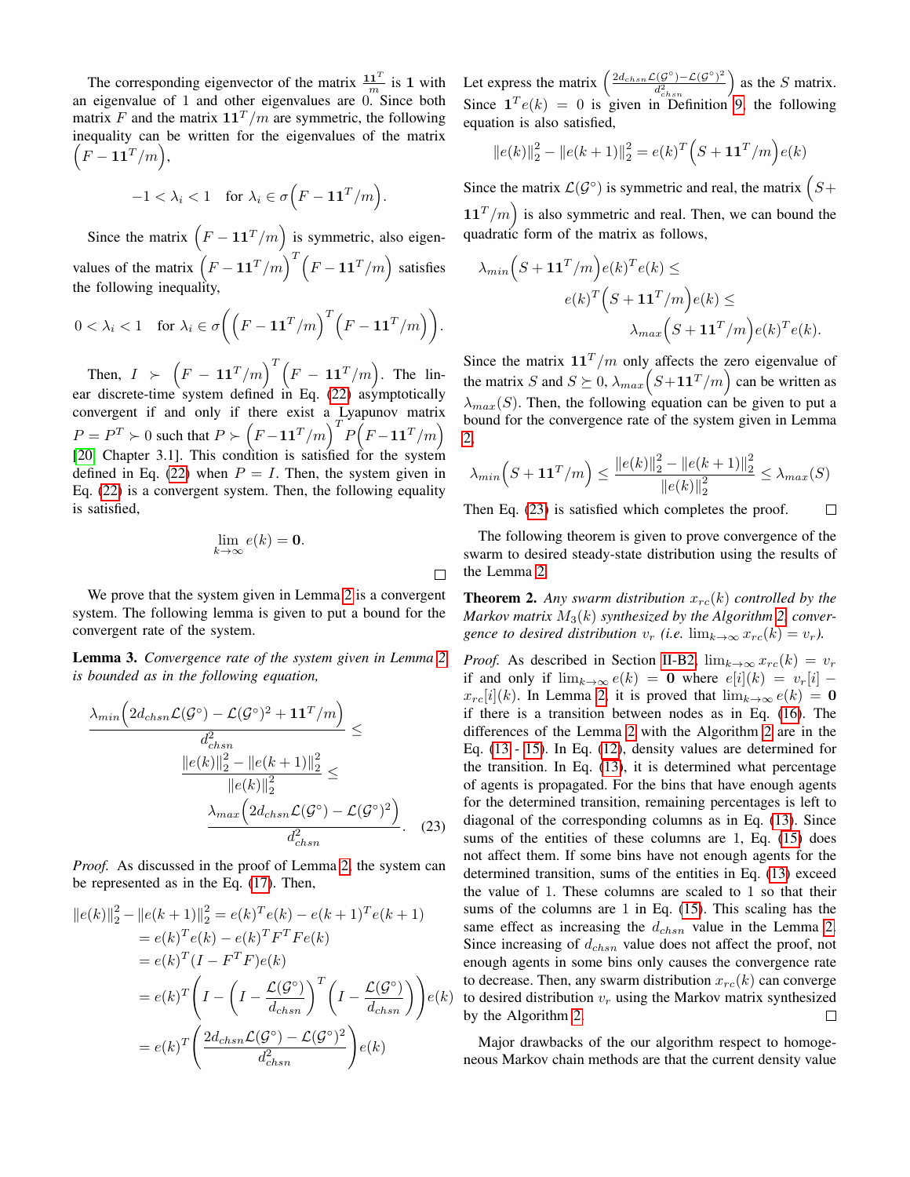The corresponding eigenvector of the matrix $\frac{\mathbf{1}\mathbf{1}^T}{m}$ is $\mathbf{1}$ with an eigenvalue of 1 and other eigenvalues are 0. Since both matrix $F$ and the matrix $\mathbf{1}\mathbf{1}^T/m$ are symmetric, the following inequality can be written for the eigenvalues of the matrix $\Big(F - \mathbf{1}\mathbf{1}^T/m\Big)$,

$$-1 < \lambda_i < 1 \quad \text{for } \lambda_i \in \sigma\Big(F - \mathbf{1}\mathbf{1}^T/m\Big).$$

Since the matrix $\Big(F - \mathbf{1}\mathbf{1}^T/m\Big)$ is symmetric, also eigenvalues of the matrix $\Big(F - \mathbf{1}\mathbf{1}^T/m\Big)^T\Big(F - \mathbf{1}\mathbf{1}^T/m\Big)$ satisfies the following inequality,

$$0 < \lambda_i < 1 \quad \text{for } \lambda_i \in \sigma\bigg(\Big(F - \mathbf{1}\mathbf{1}^T/m\Big)^T\Big(F - \mathbf{1}\mathbf{1}^T/m\Big)\bigg).$$

Then, $I \succ \Big(F - \mathbf{1}\mathbf{1}^T/m\Big)^T\Big(F - \mathbf{1}\mathbf{1}^T/m\Big)$. The linear discrete-time system defined in Eq. (22) asymptotically convergent if and only if there exist a Lyapunov matrix $P = P^T \succ 0$ such that $P \succ \Big(F - \mathbf{1}\mathbf{1}^T/m\Big)^T P \Big(F - \mathbf{1}\mathbf{1}^T/m\Big)$ [20, Chapter 3.1]. This condition is satisfied for the system defined in Eq. (22) when $P = I$. Then, the system given in Eq. (22) is a convergent system. Then, the following equality is satisfied,

$$\lim_{k\to\infty} e(k) = \mathbf{0}.$$

□

We prove that the system given in Lemma 2 is a convergent system. The following lemma is given to put a bound for the convergent rate of the system.

**Lemma 3.** *Convergence rate of the system given in Lemma 2 is bounded as in the following equation,*

$$\frac{\lambda_{min}\Big(2d_{chsn}\mathcal{L}(\mathcal{G}^\circ) - \mathcal{L}(\mathcal{G}^\circ)^2 + \mathbf{1}\mathbf{1}^T/m\Big)}{d_{chsn}^2} \leq \frac{\|e(k)\|_2^2 - \|e(k+1)\|_2^2}{\|e(k)\|_2^2} \leq \frac{\lambda_{max}\Big(2d_{chsn}\mathcal{L}(\mathcal{G}^\circ) - \mathcal{L}(\mathcal{G}^\circ)^2\Big)}{d_{chsn}^2}. \quad (23)$$

*Proof.* As discussed in the proof of Lemma 2, the system can be represented as in the Eq. (17). Then,

$$\begin{aligned}
\|e(k)\|_2^2 - \|e(k+1)\|_2^2 &= e(k)^T e(k) - e(k+1)^T e(k+1)\\
&= e(k)^T e(k) - e(k)^T F^T F e(k)\\
&= e(k)^T (I - F^T F) e(k)\\
&= e(k)^T \bigg(I - \Big(I - \frac{\mathcal{L}(\mathcal{G}^\circ)}{d_{chsn}}\Big)^T\Big(I - \frac{\mathcal{L}(\mathcal{G}^\circ)}{d_{chsn}}\Big)\bigg) e(k)\\
&= e(k)^T \bigg(\frac{2d_{chsn}\mathcal{L}(\mathcal{G}^\circ) - \mathcal{L}(\mathcal{G}^\circ)^2}{d_{chsn}^2}\bigg) e(k)
\end{aligned}$$

Let express the matrix $\Big(\frac{2d_{chsn}\mathcal{L}(\mathcal{G}^\circ) - \mathcal{L}(\mathcal{G}^\circ)^2}{d_{chsn}^2}\Big)$ as the $S$ matrix. Since $\mathbf{1}^T e(k) = 0$ is given in Definition 9, the following equation is also satisfied,

$$\|e(k)\|_2^2 - \|e(k+1)\|_2^2 = e(k)^T \Big(S + \mathbf{1}\mathbf{1}^T/m\Big) e(k)$$

Since the matrix $\mathcal{L}(\mathcal{G}^\circ)$ is symmetric and real, the matrix $\Big(S + \mathbf{1}\mathbf{1}^T/m\Big)$ is also symmetric and real. Then, we can bound the quadratic form of the matrix as follows,

$$\begin{aligned}
\lambda_{min}\Big(S + \mathbf{1}\mathbf{1}^T/m\Big) e(k)^T e(k) &\leq\\
e(k)^T \Big(S + \mathbf{1}\mathbf{1}^T/m\Big) e(k) &\leq\\
\lambda_{max}\Big(S + \mathbf{1}\mathbf{1}^T/m\Big) e(k)^T e(k)&.
\end{aligned}$$

Since the matrix $\mathbf{1}\mathbf{1}^T/m$ only affects the zero eigenvalue of the matrix $S$ and $S \succeq 0$, $\lambda_{max}\Big(S + \mathbf{1}\mathbf{1}^T/m\Big)$ can be written as $\lambda_{max}(S)$. Then, the following equation can be given to put a bound for the convergence rate of the system given in Lemma 2.

$$\lambda_{min}\Big(S + \mathbf{1}\mathbf{1}^T/m\Big) \leq \frac{\|e(k)\|_2^2 - \|e(k+1)\|_2^2}{\|e(k)\|_2^2} \leq \lambda_{max}(S)$$

Then Eq. (23) is satisfied which completes the proof. □

The following theorem is given to prove convergence of the swarm to desired steady-state distribution using the results of the Lemma 2.

**Theorem 2.** *Any swarm distribution $x_{rc}(k)$ controlled by the Markov matrix $M_3(k)$ synthesized by the Algorithm 2, convergence to desired distribution $v_r$ (i.e. $\lim_{k\to\infty} x_{rc}(k) = v_r$).*

*Proof.* As described in Section II-B2, $\lim_{k\to\infty} x_{rc}(k) = v_r$ if and only if $\lim_{k\to\infty} e(k) = \mathbf{0}$ where $e[i](k) = v_r[i] - x_{rc}[i](k)$. In Lemma 2, it is proved that $\lim_{k\to\infty} e(k) = \mathbf{0}$ if there is a transition between nodes as in Eq. (16). The differences of the Lemma 2 with the Algorithm 2 are in the Eq. (13 - 15). In Eq. (12), density values are determined for the transition. In Eq. (13), it is determined what percentage of agents is propagated. For the bins that have enough agents for the determined transition, remaining percentages is left to diagonal of the corresponding columns as in Eq. (13). Since sums of the entities of these columns are 1, Eq. (15) does not affect them. If some bins have not enough agents for the determined transition, sums of the entities in Eq. (13) exceed the value of 1. These columns are scaled to 1 so that their sums of the columns are 1 in Eq. (15). This scaling has the same effect as increasing the $d_{chsn}$ value in the Lemma 2. Since increasing of $d_{chsn}$ value does not affect the proof, not enough agents in some bins only causes the convergence rate to decrease. Then, any swarm distribution $x_{rc}(k)$ can converge to desired distribution $v_r$ using the Markov matrix synthesized by the Algorithm 2. □

Major drawbacks of the our algorithm respect to homogeneous Markov chain methods are that the current density value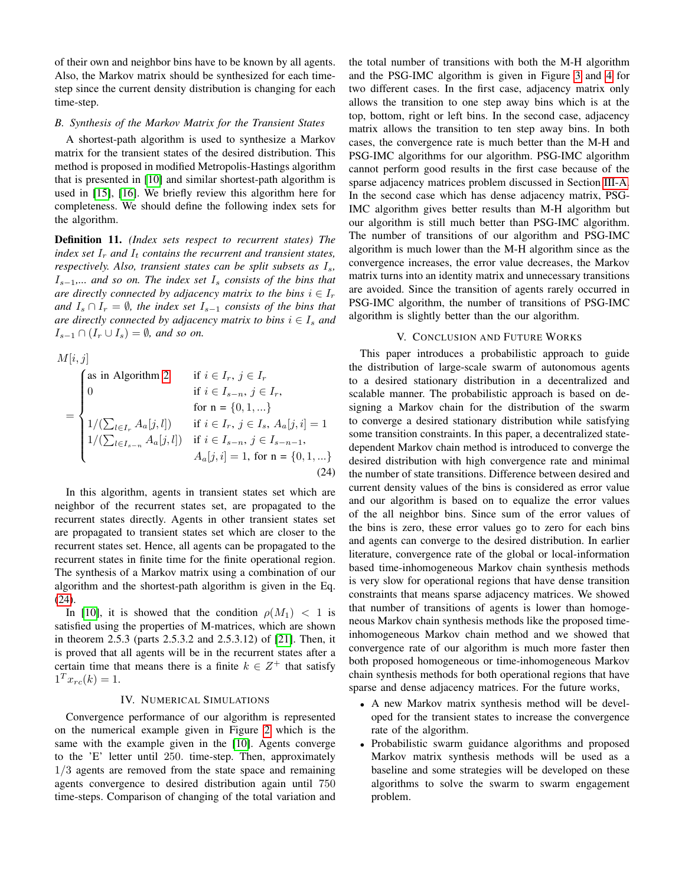of their own and neighbor bins have to be known by all agents. Also, the Markov matrix should be synthesized for each time-step since the current density distribution is changing for each time-step.

### B. Synthesis of the Markov Matrix for the Transient States

A shortest-path algorithm is used to synthesize a Markov matrix for the transient states of the desired distribution. This method is proposed in modified Metropolis-Hastings algorithm that is presented in [10] and similar shortest-path algorithm is used in [15], [16]. We briefly review this algorithm here for completeness. We should define the following index sets for the algorithm.

**Definition 11.** *(Index sets respect to recurrent states) The index set $I_r$ and $I_t$ contains the recurrent and transient states, respectively. Also, transient states can be split subsets as $I_s$, $I_{s-1}$,... and so on. The index set $I_s$ consists of the bins that are directly connected by adjacency matrix to the bins $i \in I_r$ and $I_s \cap I_r = \emptyset$, the index set $I_{s-1}$ consists of the bins that are directly connected by adjacency matrix to bins $i \in I_s$ and $I_{s-1} \cap (I_r \cup I_s) = \emptyset$, and so on.*

$$
M[i,j] = \begin{cases} \text{as in Algorithm 2} & \text{if } i \in I_r,\ j \in I_r \\ 0 & \text{if } i \in I_{s-n},\ j \in I_r, \\ & \text{for n} = \{0,1,...\} \\ 1/(\sum_{l \in I_r} A_a[j,l]) & \text{if } i \in I_r,\ j \in I_s,\ A_a[j,i] = 1 \\ 1/(\sum_{l \in I_{s-n}} A_a[j,l]) & \text{if } i \in I_{s-n},\ j \in I_{s-n-1}, \\ & A_a[j,i] = 1, \text{ for n} = \{0,1,...\} \end{cases} \tag{24}
$$

In this algorithm, agents in transient states set which are neighbor of the recurrent states set, are propagated to the recurrent states directly. Agents in other transient states set are propagated to transient states set which are closer to the recurrent states set. Hence, all agents can be propagated to the recurrent states in finite time for the finite operational region. The synthesis of a Markov matrix using a combination of our algorithm and the shortest-path algorithm is given in the Eq. (24).

In [10], it is showed that the condition $\rho(M_1) < 1$ is satisfied using the properties of M-matrices, which are shown in theorem 2.5.3 (parts 2.5.3.2 and 2.5.3.12) of [21]. Then, it is proved that all agents will be in the recurrent states after a certain time that means there is a finite $k \in Z^+$ that satisfy $1^T x_{rc}(k) = 1$.

## IV. Numerical Simulations

Convergence performance of our algorithm is represented on the numerical example given in Figure 2 which is the same with the example given in the [10]. Agents converge to the 'E' letter until 250. time-step. Then, approximately $1/3$ agents are removed from the state space and remaining agents convergence to desired distribution again until 750 time-steps. Comparison of changing of the total variation and the total number of transitions with both the M-H algorithm and the PSG-IMC algorithm is given in Figure 3 and 4 for two different cases. In the first case, adjacency matrix only allows the transition to one step away bins which is at the top, bottom, right or left bins. In the second case, adjacency matrix allows the transition to ten step away bins. In both cases, the convergence rate is much better than the M-H and PSG-IMC algorithms for our algorithm. PSG-IMC algorithm cannot perform good results in the first case because of the sparse adjacency matrices problem discussed in Section III-A. In the second case which has dense adjacency matrix, PSG-IMC algorithm gives better results than M-H algorithm but our algorithm is still much better than PSG-IMC algorithm. The number of transitions of our algorithm and PSG-IMC algorithm is much lower than the M-H algorithm since as the convergence increases, the error value decreases, the Markov matrix turns into an identity matrix and unnecessary transitions are avoided. Since the transition of agents rarely occurred in PSG-IMC algorithm, the number of transitions of PSG-IMC algorithm is slightly better than the our algorithm.

## V. Conclusion and Future Works

This paper introduces a probabilistic approach to guide the distribution of large-scale swarm of autonomous agents to a desired stationary distribution in a decentralized and scalable manner. The probabilistic approach is based on designing a Markov chain for the distribution of the swarm to converge a desired stationary distribution while satisfying some transition constraints. In this paper, a decentralized state-dependent Markov chain method is introduced to converge the desired distribution with high convergence rate and minimal the number of state transitions. Difference between desired and current density values of the bins is considered as error value and our algorithm is based on to equalize the error values of the all neighbor bins. Since sum of the error values of the bins is zero, these error values go to zero for each bins and agents can converge to the desired distribution. In earlier literature, convergence rate of the global or local-information based time-inhomogeneous Markov chain synthesis methods is very slow for operational regions that have dense transition constraints that means sparse adjacency matrices. We showed that number of transitions of agents is lower than homogeneous Markov chain synthesis methods like the proposed time-inhomogeneous Markov chain method and we showed that convergence rate of our algorithm is much more faster then both proposed homogeneous or time-inhomogeneous Markov chain synthesis methods for both operational regions that have sparse and dense adjacency matrices. For the future works,

- A new Markov matrix synthesis method will be developed for the transient states to increase the convergence rate of the algorithm.
- Probabilistic swarm guidance algorithms and proposed Markov matrix synthesis methods will be used as a baseline and some strategies will be developed on these algorithms to solve the swarm to swarm engagement problem.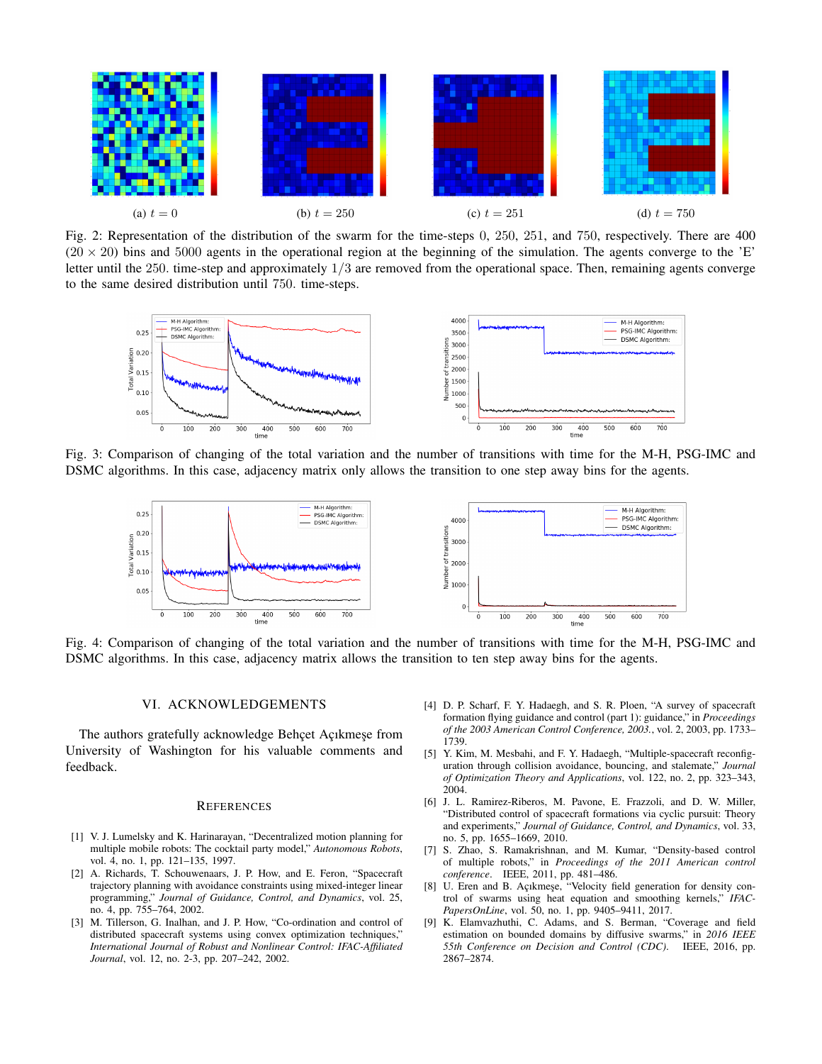(a) $t = 0$

(b) $t = 250$

(c) $t = 251$

(d) $t = 750$

Fig. 2: Representation of the distribution of the swarm for the time-steps 0, 250, 251, and 750, respectively. There are 400 ($20 \times 20$) bins and 5000 agents in the operational region at the beginning of the simulation. The agents converge to the 'E' letter until the 250. time-step and approximately $1/3$ are removed from the operational space. Then, remaining agents converge to the same desired distribution until 750. time-steps.

Fig. 3: Comparison of changing of the total variation and the number of transitions with time for the M-H, PSG-IMC and DSMC algorithms. In this case, adjacency matrix only allows the transition to one step away bins for the agents.

Fig. 4: Comparison of changing of the total variation and the number of transitions with time for the M-H, PSG-IMC and DSMC algorithms. In this case, adjacency matrix allows the transition to ten step away bins for the agents.

## VI. ACKNOWLEDGEMENTS

The authors gratefully acknowledge Behçet Açıkmeşe from University of Washington for his valuable comments and feedback.

## REFERENCES

[1] V. J. Lumelsky and K. Harinarayan, "Decentralized motion planning for multiple mobile robots: The cocktail party model," *Autonomous Robots*, vol. 4, no. 1, pp. 121–135, 1997.

[2] A. Richards, T. Schouwenaars, J. P. How, and E. Feron, "Spacecraft trajectory planning with avoidance constraints using mixed-integer linear programming," *Journal of Guidance, Control, and Dynamics*, vol. 25, no. 4, pp. 755–764, 2002.

[3] M. Tillerson, G. Inalhan, and J. P. How, "Co-ordination and control of distributed spacecraft systems using convex optimization techniques," *International Journal of Robust and Nonlinear Control: IFAC-Affiliated Journal*, vol. 12, no. 2-3, pp. 207–242, 2002.

[4] D. P. Scharf, F. Y. Hadaegh, and S. R. Ploen, "A survey of spacecraft formation flying guidance and control (part 1): guidance," in *Proceedings of the 2003 American Control Conference, 2003.*, vol. 2, 2003, pp. 1733–1739.

[5] Y. Kim, M. Mesbahi, and F. Y. Hadaegh, "Multiple-spacecraft reconfiguration through collision avoidance, bouncing, and stalemate," *Journal of Optimization Theory and Applications*, vol. 122, no. 2, pp. 323–343, 2004.

[6] J. L. Ramirez-Riberos, M. Pavone, E. Frazzoli, and D. W. Miller, "Distributed control of spacecraft formations via cyclic pursuit: Theory and experiments," *Journal of Guidance, Control, and Dynamics*, vol. 33, no. 5, pp. 1655–1669, 2010.

[7] S. Zhao, S. Ramakrishnan, and M. Kumar, "Density-based control of multiple robots," in *Proceedings of the 2011 American control conference*. IEEE, 2011, pp. 481–486.

[8] U. Eren and B. Açıkmeşe, "Velocity field generation for density control of swarms using heat equation and smoothing kernels," *IFAC-PapersOnLine*, vol. 50, no. 1, pp. 9405–9411, 2017.

[9] K. Elamvazhuthi, C. Adams, and S. Berman, "Coverage and field estimation on bounded domains by diffusive swarms," in *2016 IEEE 55th Conference on Decision and Control (CDC)*. IEEE, 2016, pp. 2867–2874.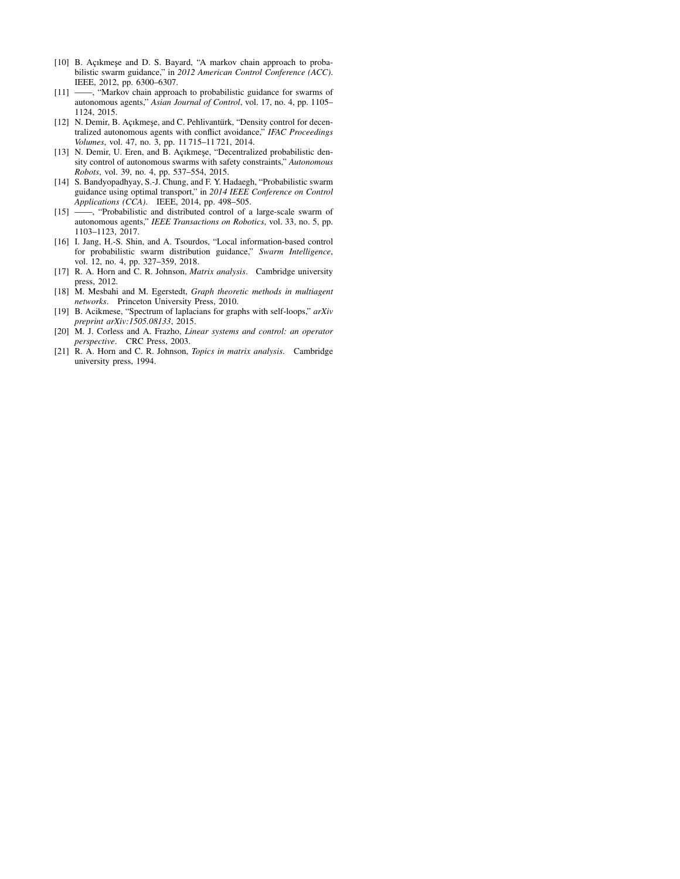[10] B. Açıkmeşe and D. S. Bayard, "A markov chain approach to probabilistic swarm guidance," in *2012 American Control Conference (ACC)*. IEEE, 2012, pp. 6300–6307.

[11] ——, "Markov chain approach to probabilistic guidance for swarms of autonomous agents," *Asian Journal of Control*, vol. 17, no. 4, pp. 1105–1124, 2015.

[12] N. Demir, B. Açıkmeşe, and C. Pehlivantürk, "Density control for decentralized autonomous agents with conflict avoidance," *IFAC Proceedings Volumes*, vol. 47, no. 3, pp. 11 715–11 721, 2014.

[13] N. Demir, U. Eren, and B. Açıkmeşe, "Decentralized probabilistic density control of autonomous swarms with safety constraints," *Autonomous Robots*, vol. 39, no. 4, pp. 537–554, 2015.

[14] S. Bandyopadhyay, S.-J. Chung, and F. Y. Hadaegh, "Probabilistic swarm guidance using optimal transport," in *2014 IEEE Conference on Control Applications (CCA)*. IEEE, 2014, pp. 498–505.

[15] ——, "Probabilistic and distributed control of a large-scale swarm of autonomous agents," *IEEE Transactions on Robotics*, vol. 33, no. 5, pp. 1103–1123, 2017.

[16] I. Jang, H.-S. Shin, and A. Tsourdos, "Local information-based control for probabilistic swarm distribution guidance," *Swarm Intelligence*, vol. 12, no. 4, pp. 327–359, 2018.

[17] R. A. Horn and C. R. Johnson, *Matrix analysis*. Cambridge university press, 2012.

[18] M. Mesbahi and M. Egerstedt, *Graph theoretic methods in multiagent networks*. Princeton University Press, 2010.

[19] B. Acikmese, "Spectrum of laplacians for graphs with self-loops," *arXiv preprint arXiv:1505.08133*, 2015.

[20] M. J. Corless and A. Frazho, *Linear systems and control: an operator perspective*. CRC Press, 2003.

[21] R. A. Horn and C. R. Johnson, *Topics in matrix analysis*. Cambridge university press, 1994.